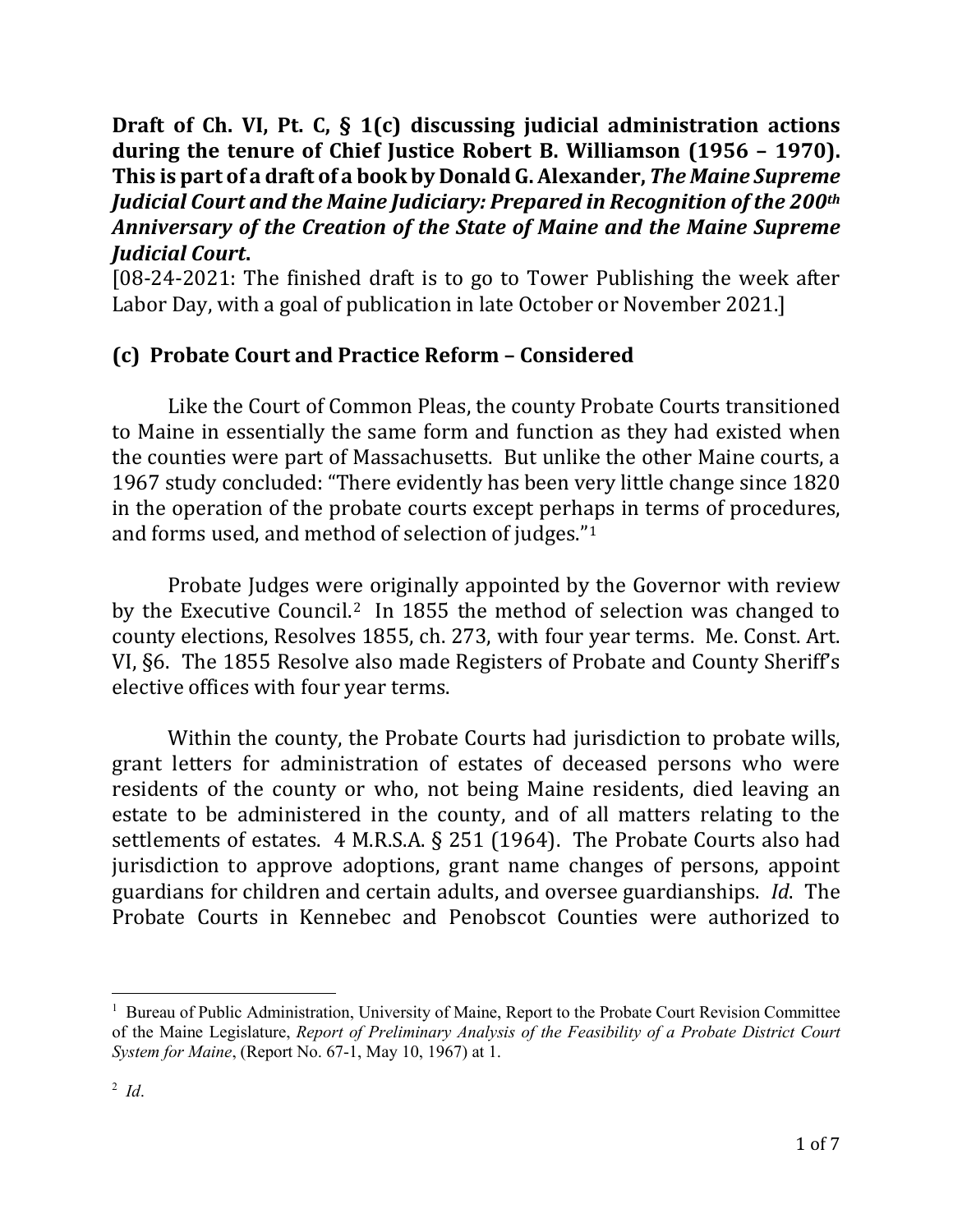**Draft of Ch. VI, Pt. C, § 1(c) discussing judicial administration actions during the tenure of Chief Justice Robert B. Williamson (1956 – 1970). This is part of a draft of a book by Donald G. Alexander, *The Maine Supreme Judicial Court and the Maine Judiciary: Prepared in Recognition of the 200th Anniversary of the Creation of the State of Maine and the Maine Supreme Judicial Court*.**

[08-24-2021: The finished draft is to go to Tower Publishing the week after Labor Day, with a goal of publication in late October or November 2021.]

## (c) Probate Court and Practice Reform – Considered

Like the Court of Common Pleas, the county Probate Courts transitioned to Maine in essentially the same form and function as they had existed when the counties were part of Massachusetts. But unlike the other Maine courts, a 1967 study concluded: "There evidently has been very little change since 1820 in the operation of the probate courts except perhaps in terms of procedures, and forms used, and method of selection of judges."[1]

Probate Judges were originally appointed by the Governor with review by the Executive Council.[2] In 1855 the method of selection was changed to county elections, Resolves 1855, ch. 273, with four year terms. Me. Const. Art. VI, §6. The 1855 Resolve also made Registers of Probate and County Sheriff's elective offices with four year terms.

Within the county, the Probate Courts had jurisdiction to probate wills, grant letters for administration of estates of deceased persons who were residents of the county or who, not being Maine residents, died leaving an estate to be administered in the county, and of all matters relating to the settlements of estates. 4 M.R.S.A. § 251 (1964). The Probate Courts also had jurisdiction to approve adoptions, grant name changes of persons, appoint guardians for children and certain adults, and oversee guardianships. *Id*. The Probate Courts in Kennebec and Penobscot Counties were authorized to

---

[1] Bureau of Public Administration, University of Maine, Report to the Probate Court Revision Committee of the Maine Legislature, *Report of Preliminary Analysis of the Feasibility of a Probate District Court System for Maine*, (Report No. 67-1, May 10, 1967) at 1.

[2] *Id*.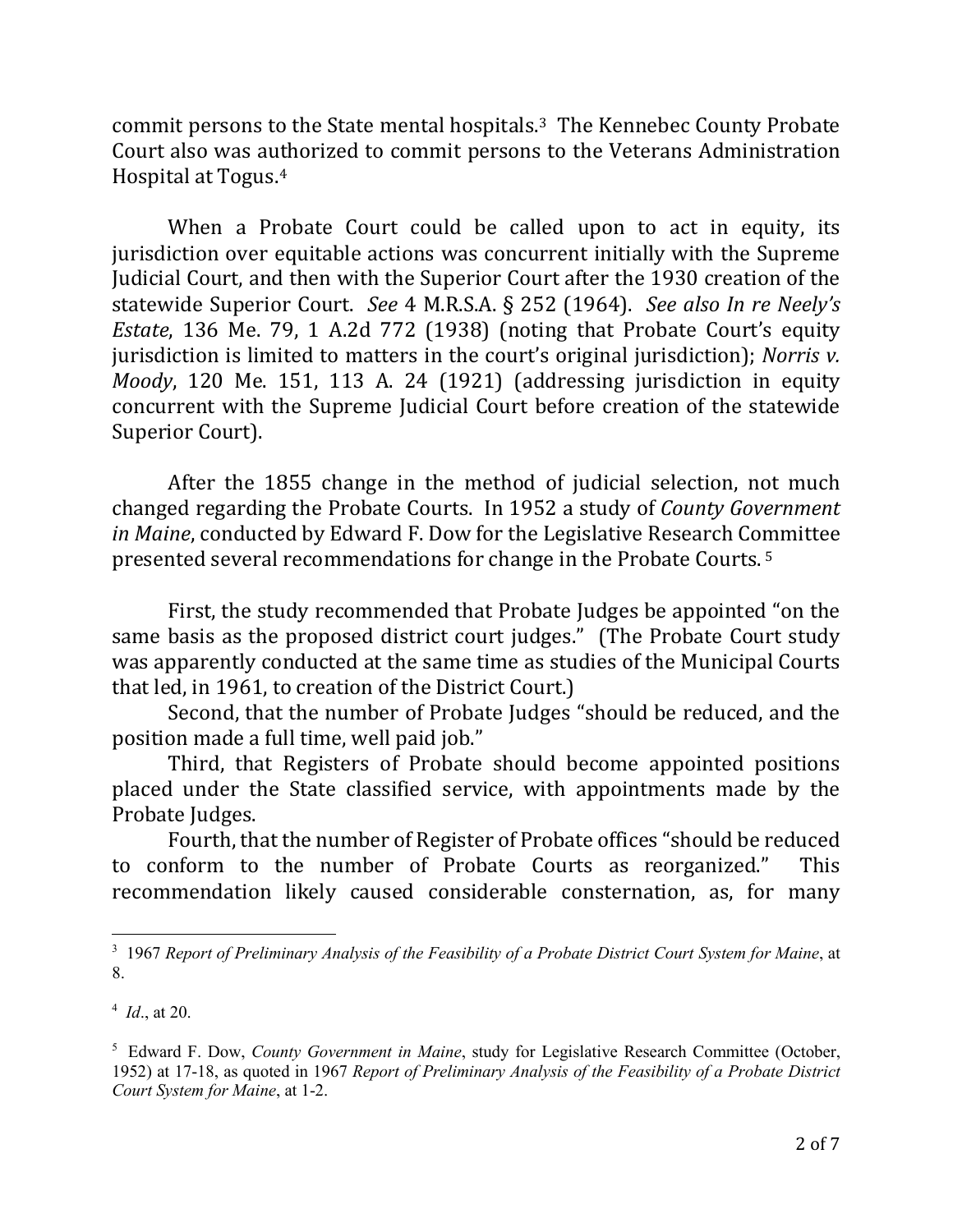commit persons to the State mental hospitals.[3] The Kennebec County Probate Court also was authorized to commit persons to the Veterans Administration Hospital at Togus.[4]

When a Probate Court could be called upon to act in equity, its jurisdiction over equitable actions was concurrent initially with the Supreme Judicial Court, and then with the Superior Court after the 1930 creation of the statewide Superior Court. *See* 4 M.R.S.A. § 252 (1964). *See also In re Neely's Estate*, 136 Me. 79, 1 A.2d 772 (1938) (noting that Probate Court's equity jurisdiction is limited to matters in the court's original jurisdiction); *Norris v. Moody*, 120 Me. 151, 113 A. 24 (1921) (addressing jurisdiction in equity concurrent with the Supreme Judicial Court before creation of the statewide Superior Court).

After the 1855 change in the method of judicial selection, not much changed regarding the Probate Courts. In 1952 a study of *County Government in Maine*, conducted by Edward F. Dow for the Legislative Research Committee presented several recommendations for change in the Probate Courts.[5]

First, the study recommended that Probate Judges be appointed "on the same basis as the proposed district court judges." (The Probate Court study was apparently conducted at the same time as studies of the Municipal Courts that led, in 1961, to creation of the District Court.)

Second, that the number of Probate Judges "should be reduced, and the position made a full time, well paid job."

Third, that Registers of Probate should become appointed positions placed under the State classified service, with appointments made by the Probate Judges.

Fourth, that the number of Register of Probate offices "should be reduced to conform to the number of Probate Courts as reorganized." This recommendation likely caused considerable consternation, as, for many

---

[3] 1967 *Report of Preliminary Analysis of the Feasibility of a Probate District Court System for Maine*, at 8.

[4] *Id*., at 20.

[5] Edward F. Dow, *County Government in Maine*, study for Legislative Research Committee (October, 1952) at 17-18, as quoted in 1967 *Report of Preliminary Analysis of the Feasibility of a Probate District Court System for Maine*, at 1-2.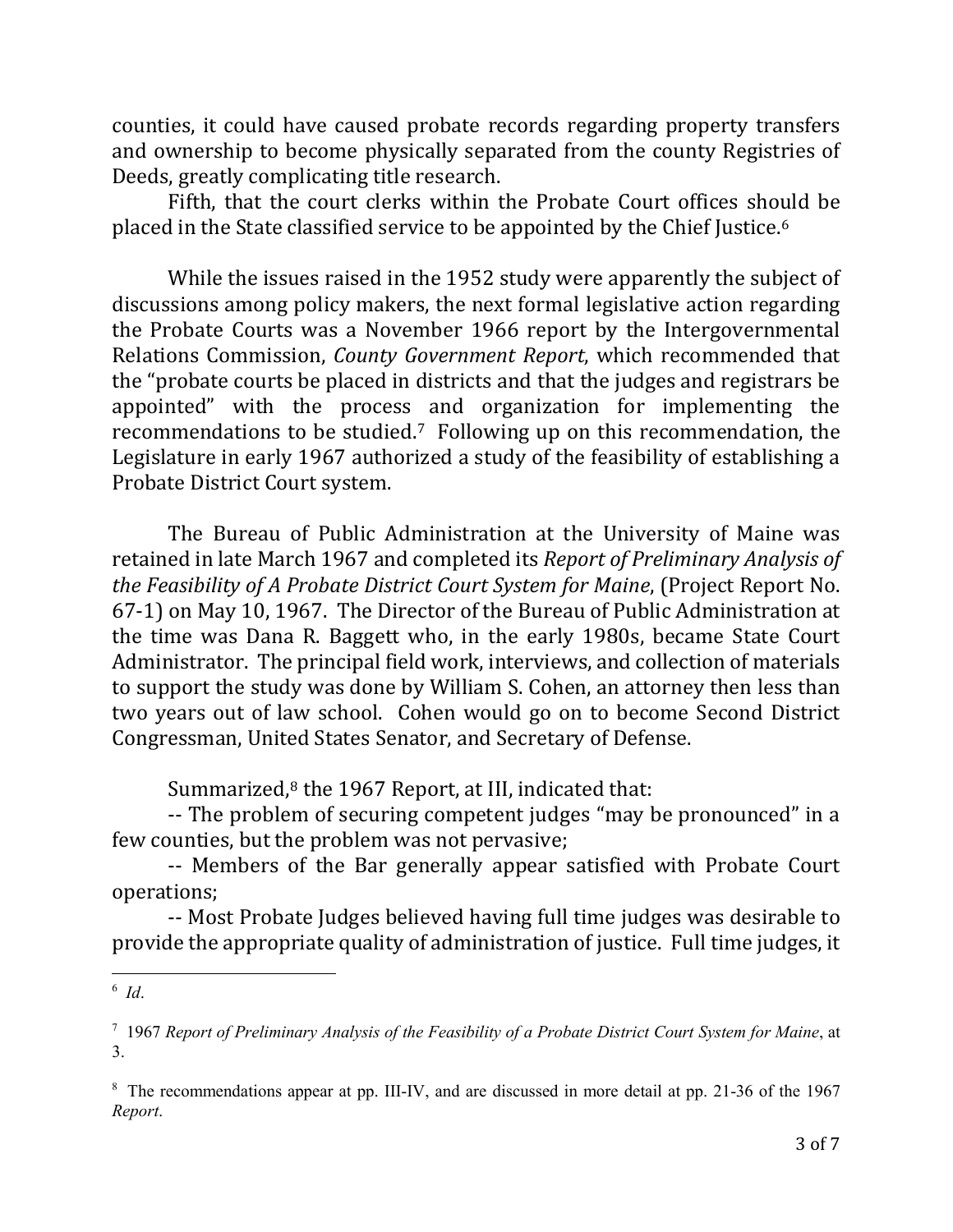counties, it could have caused probate records regarding property transfers and ownership to become physically separated from the county Registries of Deeds, greatly complicating title research.

Fifth, that the court clerks within the Probate Court offices should be placed in the State classified service to be appointed by the Chief Justice.[6]

While the issues raised in the 1952 study were apparently the subject of discussions among policy makers, the next formal legislative action regarding the Probate Courts was a November 1966 report by the Intergovernmental Relations Commission, *County Government Report*, which recommended that the "probate courts be placed in districts and that the judges and registrars be appointed" with the process and organization for implementing the recommendations to be studied.[7] Following up on this recommendation, the Legislature in early 1967 authorized a study of the feasibility of establishing a Probate District Court system.

The Bureau of Public Administration at the University of Maine was retained in late March 1967 and completed its *Report of Preliminary Analysis of the Feasibility of A Probate District Court System for Maine*, (Project Report No. 67-1) on May 10, 1967. The Director of the Bureau of Public Administration at the time was Dana R. Baggett who, in the early 1980s, became State Court Administrator. The principal field work, interviews, and collection of materials to support the study was done by William S. Cohen, an attorney then less than two years out of law school. Cohen would go on to become Second District Congressman, United States Senator, and Secretary of Defense.

Summarized,[8] the 1967 Report, at III, indicated that:

-- The problem of securing competent judges "may be pronounced" in a few counties, but the problem was not pervasive;

-- Members of the Bar generally appear satisfied with Probate Court operations;

-- Most Probate Judges believed having full time judges was desirable to provide the appropriate quality of administration of justice. Full time judges, it

---

[6] *Id*.

[7] 1967 *Report of Preliminary Analysis of the Feasibility of a Probate District Court System for Maine*, at 3.

[8] The recommendations appear at pp. III-IV, and are discussed in more detail at pp. 21-36 of the 1967 *Report*.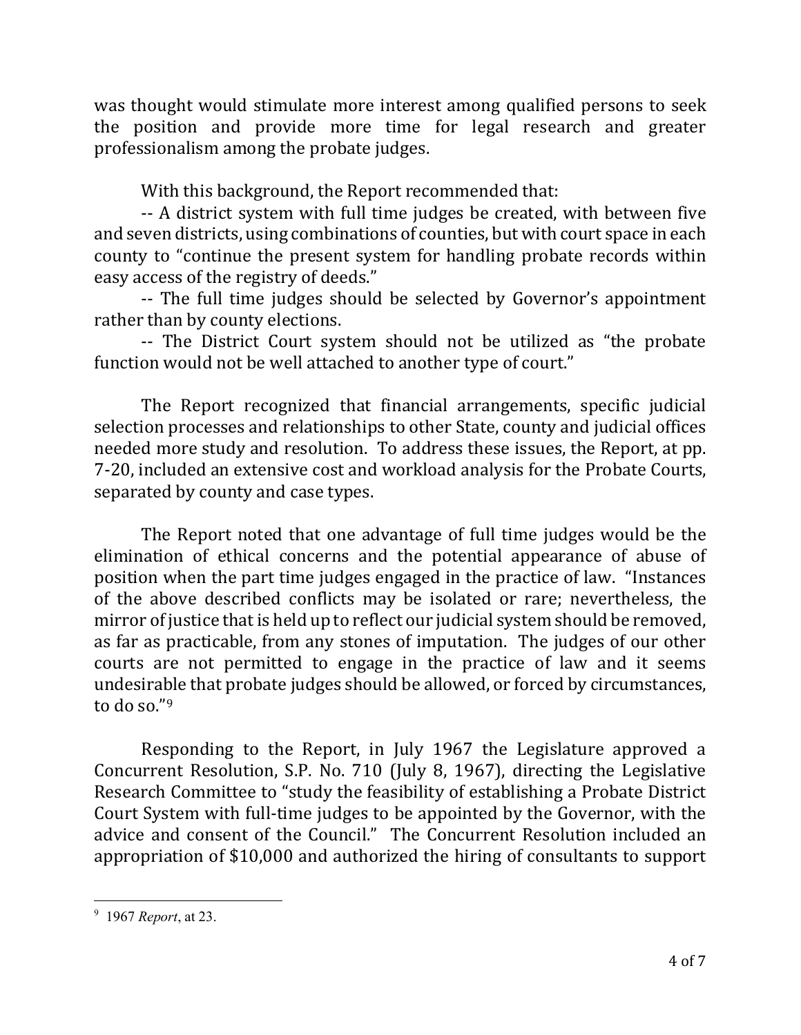was thought would stimulate more interest among qualified persons to seek the position and provide more time for legal research and greater professionalism among the probate judges.

With this background, the Report recommended that:

-- A district system with full time judges be created, with between five and seven districts, using combinations of counties, but with court space in each county to "continue the present system for handling probate records within easy access of the registry of deeds."

-- The full time judges should be selected by Governor's appointment rather than by county elections.

-- The District Court system should not be utilized as "the probate function would not be well attached to another type of court."

The Report recognized that financial arrangements, specific judicial selection processes and relationships to other State, county and judicial offices needed more study and resolution. To address these issues, the Report, at pp. 7-20, included an extensive cost and workload analysis for the Probate Courts, separated by county and case types.

The Report noted that one advantage of full time judges would be the elimination of ethical concerns and the potential appearance of abuse of position when the part time judges engaged in the practice of law. "Instances of the above described conflicts may be isolated or rare; nevertheless, the mirror of justice that is held up to reflect our judicial system should be removed, as far as practicable, from any stones of imputation. The judges of our other courts are not permitted to engage in the practice of law and it seems undesirable that probate judges should be allowed, or forced by circumstances, to do so."[9]

Responding to the Report, in July 1967 the Legislature approved a Concurrent Resolution, S.P. No. 710 (July 8, 1967), directing the Legislative Research Committee to "study the feasibility of establishing a Probate District Court System with full-time judges to be appointed by the Governor, with the advice and consent of the Council." The Concurrent Resolution included an appropriation of $10,000 and authorized the hiring of consultants to support

---

[9] 1967 *Report*, at 23.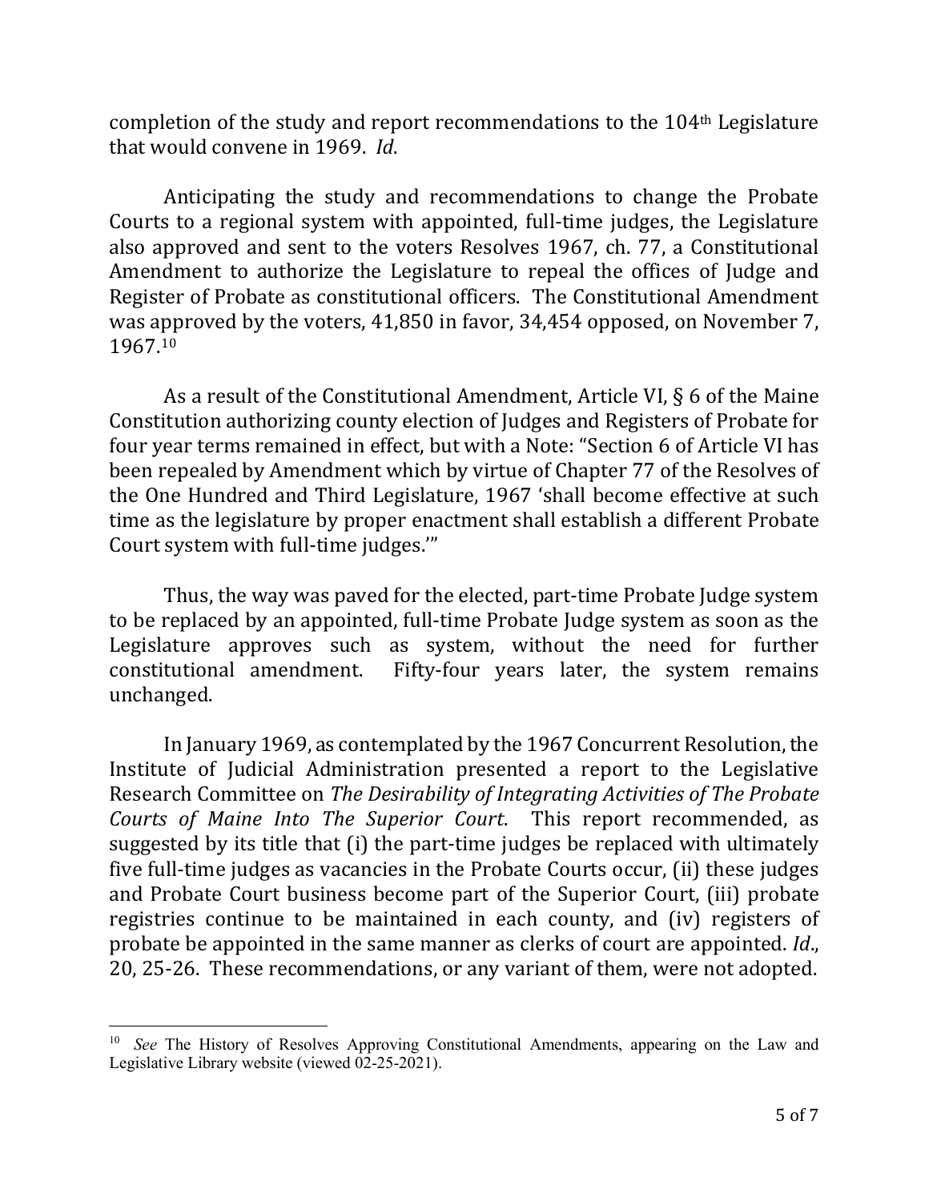completion of the study and report recommendations to the 104th Legislature that would convene in 1969. *Id*.

Anticipating the study and recommendations to change the Probate Courts to a regional system with appointed, full-time judges, the Legislature also approved and sent to the voters Resolves 1967, ch. 77, a Constitutional Amendment to authorize the Legislature to repeal the offices of Judge and Register of Probate as constitutional officers. The Constitutional Amendment was approved by the voters, 41,850 in favor, 34,454 opposed, on November 7, 1967.[10]

As a result of the Constitutional Amendment, Article VI, § 6 of the Maine Constitution authorizing county election of Judges and Registers of Probate for four year terms remained in effect, but with a Note: "Section 6 of Article VI has been repealed by Amendment which by virtue of Chapter 77 of the Resolves of the One Hundred and Third Legislature, 1967 'shall become effective at such time as the legislature by proper enactment shall establish a different Probate Court system with full-time judges.'"

Thus, the way was paved for the elected, part-time Probate Judge system to be replaced by an appointed, full-time Probate Judge system as soon as the Legislature approves such as system, without the need for further constitutional amendment. Fifty-four years later, the system remains unchanged.

In January 1969, as contemplated by the 1967 Concurrent Resolution, the Institute of Judicial Administration presented a report to the Legislative Research Committee on *The Desirability of Integrating Activities of The Probate Courts of Maine Into The Superior Court*. This report recommended, as suggested by its title that (i) the part-time judges be replaced with ultimately five full-time judges as vacancies in the Probate Courts occur, (ii) these judges and Probate Court business become part of the Superior Court, (iii) probate registries continue to be maintained in each county, and (iv) registers of probate be appointed in the same manner as clerks of court are appointed. *Id*., 20, 25-26. These recommendations, or any variant of them, were not adopted.

---

[10] *See* The History of Resolves Approving Constitutional Amendments, appearing on the Law and Legislative Library website (viewed 02-25-2021).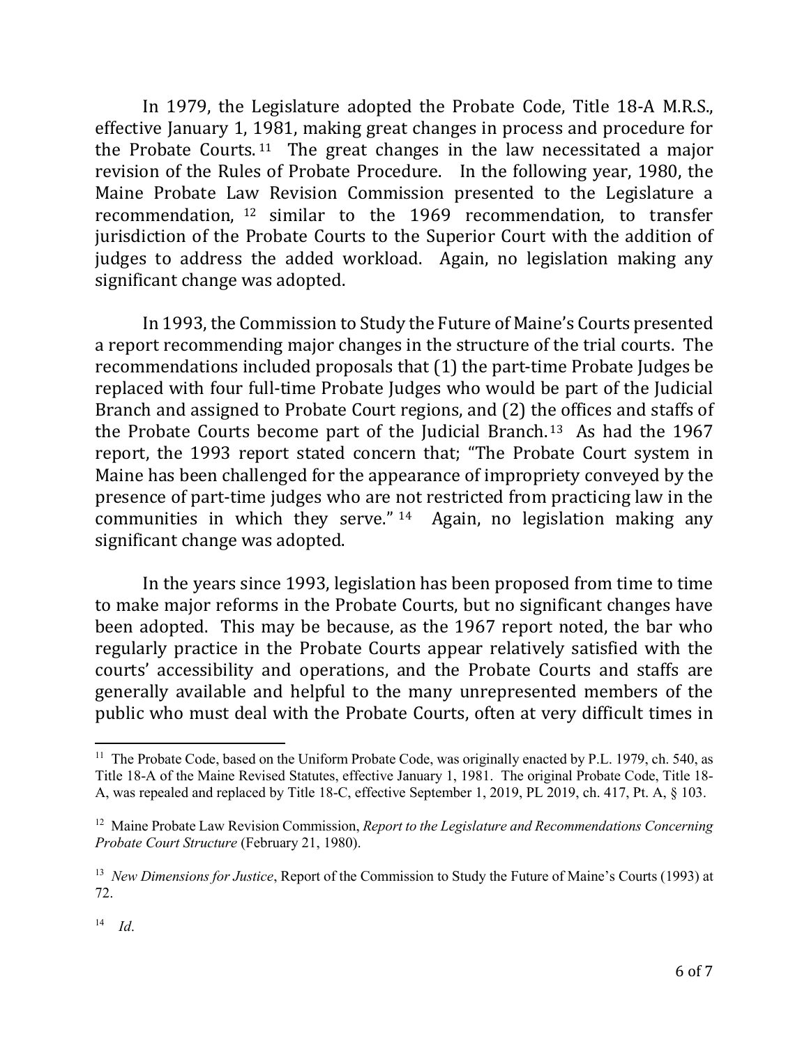In 1979, the Legislature adopted the Probate Code, Title 18-A M.R.S., effective January 1, 1981, making great changes in process and procedure for the Probate Courts.[11] The great changes in the law necessitated a major revision of the Rules of Probate Procedure. In the following year, 1980, the Maine Probate Law Revision Commission presented to the Legislature a recommendation,[12] similar to the 1969 recommendation, to transfer jurisdiction of the Probate Courts to the Superior Court with the addition of judges to address the added workload. Again, no legislation making any significant change was adopted.

In 1993, the Commission to Study the Future of Maine's Courts presented a report recommending major changes in the structure of the trial courts. The recommendations included proposals that (1) the part-time Probate Judges be replaced with four full-time Probate Judges who would be part of the Judicial Branch and assigned to Probate Court regions, and (2) the offices and staffs of the Probate Courts become part of the Judicial Branch.[13] As had the 1967 report, the 1993 report stated concern that; "The Probate Court system in Maine has been challenged for the appearance of impropriety conveyed by the presence of part-time judges who are not restricted from practicing law in the communities in which they serve."[14] Again, no legislation making any significant change was adopted.

In the years since 1993, legislation has been proposed from time to time to make major reforms in the Probate Courts, but no significant changes have been adopted. This may be because, as the 1967 report noted, the bar who regularly practice in the Probate Courts appear relatively satisfied with the courts' accessibility and operations, and the Probate Courts and staffs are generally available and helpful to the many unrepresented members of the public who must deal with the Probate Courts, often at very difficult times in

---

[11] The Probate Code, based on the Uniform Probate Code, was originally enacted by P.L. 1979, ch. 540, as Title 18-A of the Maine Revised Statutes, effective January 1, 1981. The original Probate Code, Title 18-A, was repealed and replaced by Title 18-C, effective September 1, 2019, PL 2019, ch. 417, Pt. A, § 103.

[12] Maine Probate Law Revision Commission, *Report to the Legislature and Recommendations Concerning Probate Court Structure* (February 21, 1980).

[13] *New Dimensions for Justice*, Report of the Commission to Study the Future of Maine's Courts (1993) at 72.

[14] *Id*.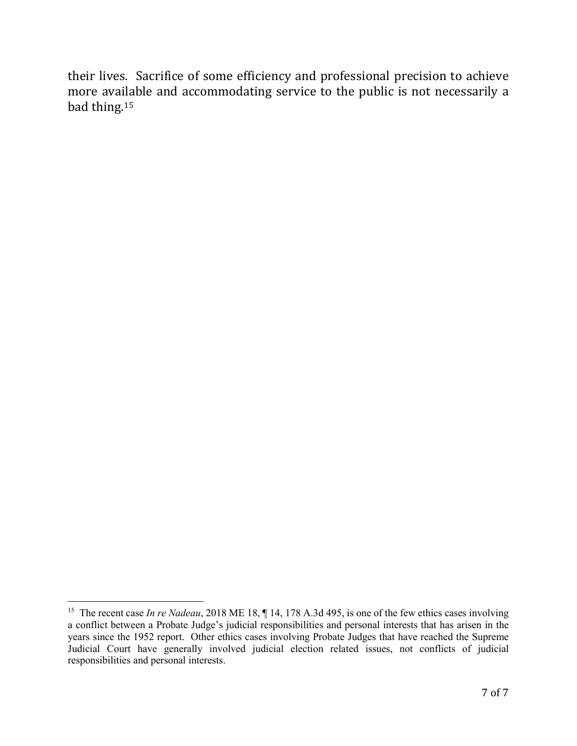their lives. Sacrifice of some efficiency and professional precision to achieve more available and accommodating service to the public is not necessarily a bad thing.[15]

[15] The recent case *In re Nadeau*, 2018 ME 18, ¶ 14, 178 A.3d 495, is one of the few ethics cases involving a conflict between a Probate Judge's judicial responsibilities and personal interests that has arisen in the years since the 1952 report. Other ethics cases involving Probate Judges that have reached the Supreme Judicial Court have generally involved judicial election related issues, not conflicts of judicial responsibilities and personal interests.